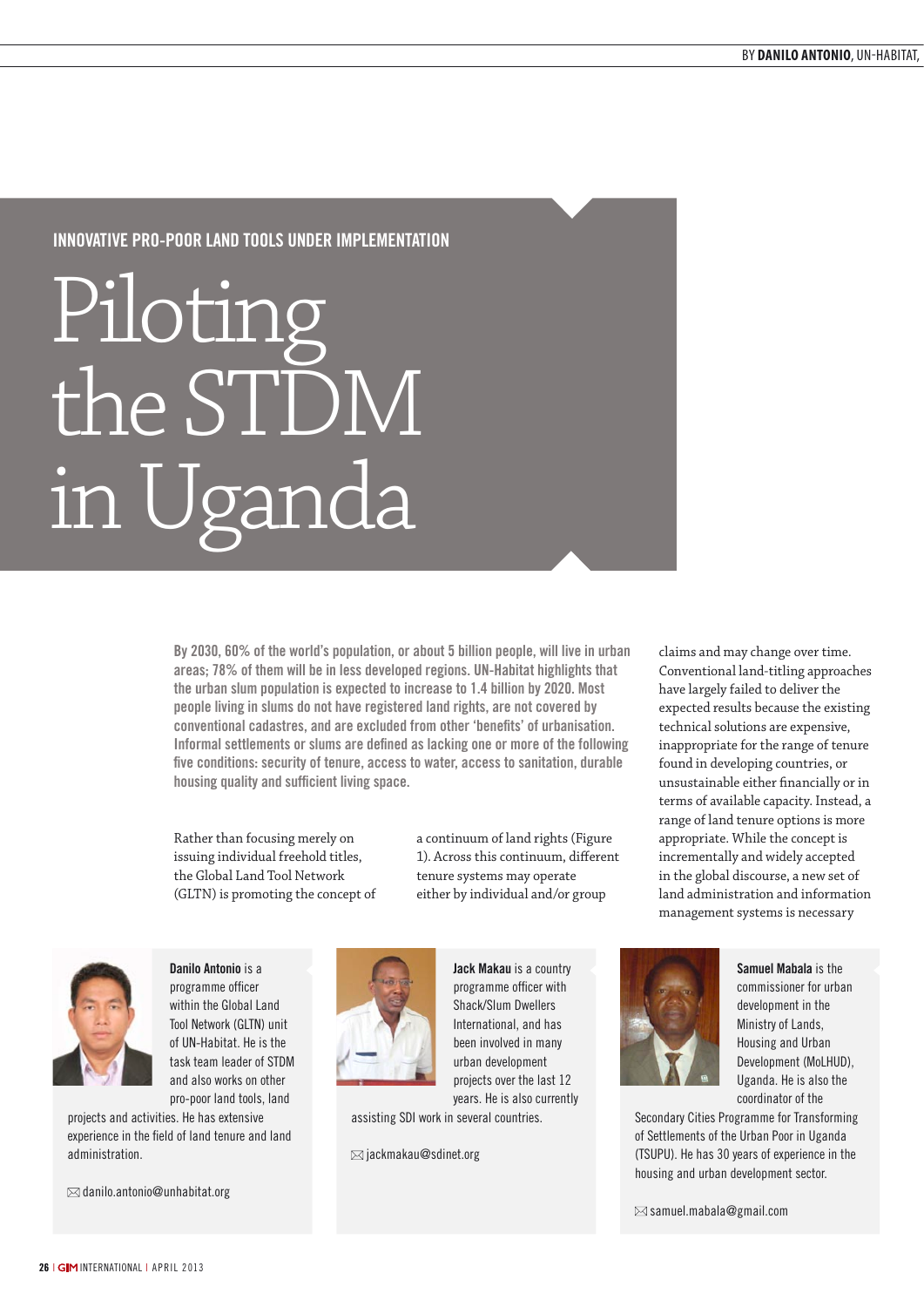BY **DANILO ANTONIO**, UN-HABITAT,

**INNOVATIVE PRO-POOR LAND TOOLS UNDER IMPLEMENTATION**

# Piloting the STDM in Uganda

**By 2030, 60% of the world's population, or about 5 billion people, will live in urban areas; 78% of them will be in less developed regions. UN-Habitat highlights that the urban slum population is expected to increase to 1.4 billion by 2020. Most people living in slums do not have registered land rights, are not covered by conventional cadastres, and are excluded from other 'benefits' of urbanisation. Informal settlements or slums are defined as lacking one or more of the following five conditions: security of tenure, access to water, access to sanitation, durable housing quality and sufficient living space.**

Rather than focusing merely on issuing individual freehold titles, the Global Land Tool Network (GLTN) is promoting the concept of a continuum of land rights (Figure 1). Across this continuum, different tenure systems may operate either by individual and/or group claims and may change over time. Conventional land-titling approaches have largely failed to deliver the expected results because the existing technical solutions are expensive, inappropriate for the range of tenure found in developing countries, or unsustainable either financially or in terms of available capacity. Instead, a range of land tenure options is more appropriate. While the concept is incrementally and widely accepted in the global discourse, a new set of land administration and information management systems is necessary

**Danilo Antonio** is a programme officer within the Global Land Tool Network (GLTN) unit of UN-Habitat. He is the task team leader of STDM and also works on other pro-poor land tools, land projects and activities. He has extensive experience in the field of land tenure and land administration.

danilo.antonio@unhabitat.org

**Jack Makau** is a country programme officer with Shack/Slum Dwellers International, and has been involved in many urban development projects over the last 12 years. He is also currently assisting SDI work in several countries.

jackmakau@sdinet.org

**Samuel Mabala** is the commissioner for urban development in the Ministry of Lands, Housing and Urban Development (MoLHUD), Uganda. He is also the coordinator of the Secondary Cities Programme for Transforming of Settlements of the Urban Poor in Uganda (TSUPU). He has 30 years of experience in the housing and urban development sector.

samuel.mabala@gmail.com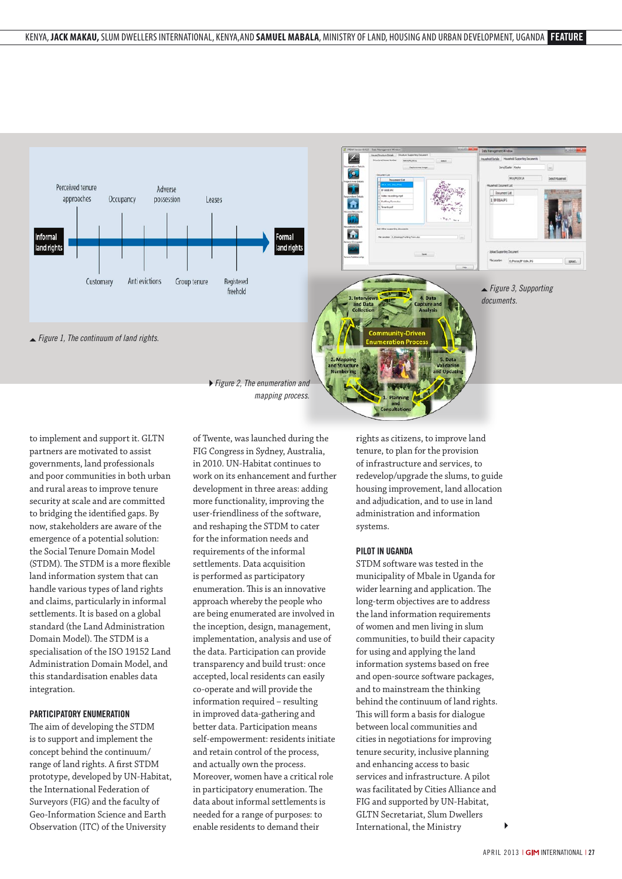▲ Figure 1, The continuum of land rights.

▶ Figure 2, The enumeration and mapping process.

▲ Figure 3, Supporting documents.

to implement and support it. GLTN partners are motivated to assist governments, land professionals and poor communities in both urban and rural areas to improve tenure security at scale and are committed to bridging the identified gaps. By now, stakeholders are aware of the emergence of a potential solution: the Social Tenure Domain Model (STDM). The STDM is a more flexible land information system that can handle various types of land rights and claims, particularly in informal settlements. It is based on a global standard (the Land Administration Domain Model). The STDM is a specialisation of the ISO 19152 Land Administration Domain Model, and this standardisation enables data integration.

## PARTICIPATORY ENUMERATION

The aim of developing the STDM is to support and implement the concept behind the continuum/range of land rights. A first STDM prototype, developed by UN-Habitat, the International Federation of Surveyors (FIG) and the faculty of Geo-Information Science and Earth Observation (ITC) of the University of Twente, was launched during the FIG Congress in Sydney, Australia, in 2010. UN-Habitat continues to work on its enhancement and further development in three areas: adding more functionality, improving the user-friendliness of the software, and reshaping the STDM to cater for the information needs and requirements of the informal settlements. Data acquisition is performed as participatory enumeration. This is an innovative approach whereby the people who are being enumerated are involved in the inception, design, management, implementation, analysis and use of the data. Participation can provide transparency and build trust: once accepted, local residents can easily co-operate and will provide the information required – resulting in improved data-gathering and better data. Participation means self-empowerment: residents initiate and retain control of the process, and actually own the process. Moreover, women have a critical role in participatory enumeration. The data about informal settlements is needed for a range of purposes: to enable residents to demand their rights as citizens, to improve land tenure, to plan for the provision of infrastructure and services, to redevelop/upgrade the slums, to guide housing improvement, land allocation and adjudication, and to use in land administration and information systems.

## PILOT IN UGANDA

STDM software was tested in the municipality of Mbale in Uganda for wider learning and application. The long-term objectives are to address the land information requirements of women and men living in slum communities, to build their capacity for using and applying the land information systems based on free and open-source software packages, and to mainstream the thinking behind the continuum of land rights. This will form a basis for dialogue between local communities and cities in negotiations for improving tenure security, inclusive planning and enhancing access to basic services and infrastructure. A pilot was facilitated by Cities Alliance and FIG and supported by UN-Habitat, GLTN Secretariat, Slum Dwellers International, the Ministry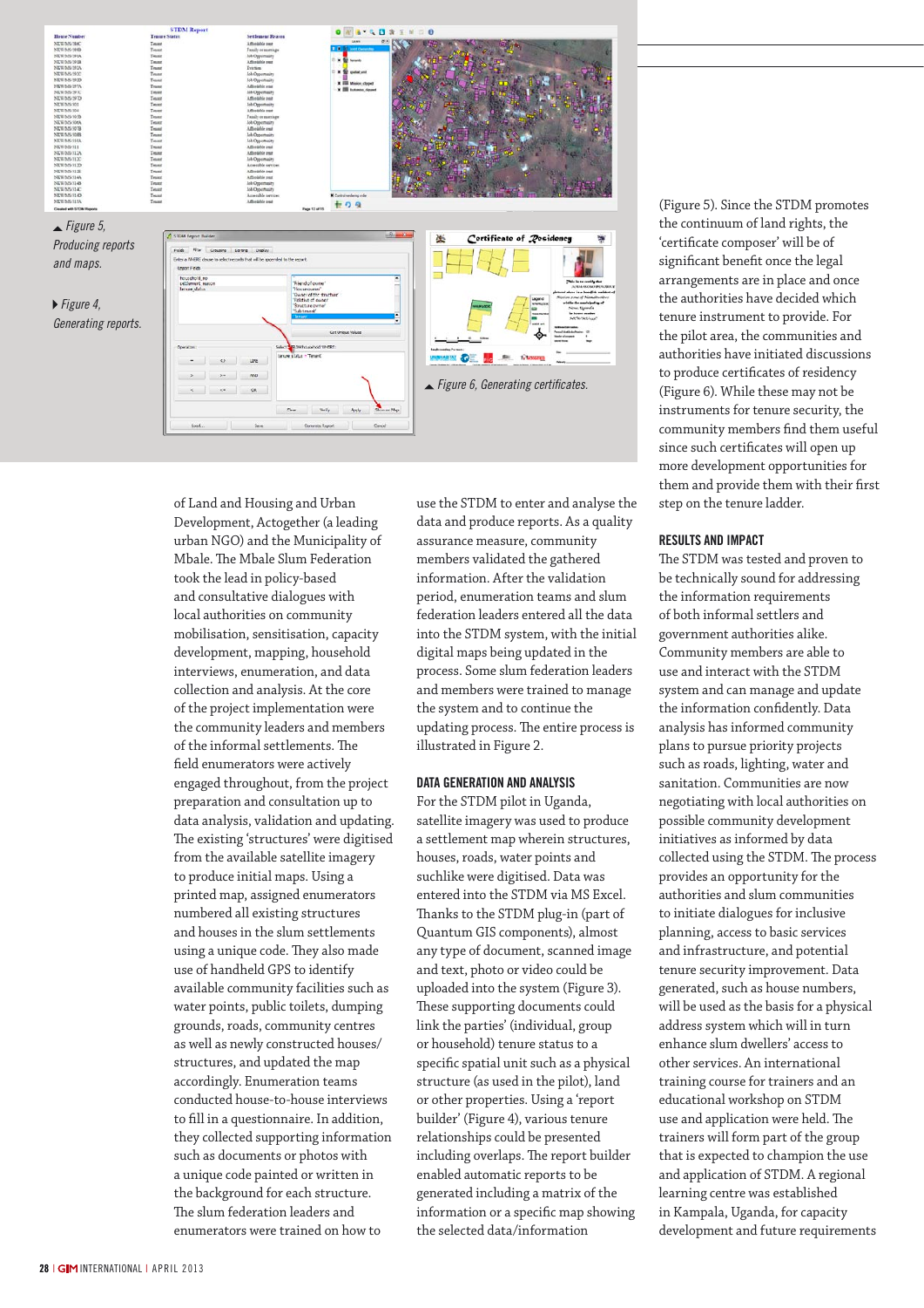▲ Figure 5, Producing reports and maps.

▶ Figure 4, Generating reports.

▲ Figure 6, Generating certificates.

of Land and Housing and Urban Development, Actogether (a leading urban NGO) and the Municipality of Mbale. The Mbale Slum Federation took the lead in policy-based and consultative dialogues with local authorities on community mobilisation, sensitisation, capacity development, mapping, household interviews, enumeration, and data collection and analysis. At the core of the project implementation were the community leaders and members of the informal settlements. The field enumerators were actively engaged throughout, from the project preparation and consultation up to data analysis, validation and updating. The existing 'structures' were digitised from the available satellite imagery to produce initial maps. Using a printed map, assigned enumerators numbered all existing structures and houses in the slum settlements using a unique code. They also made use of handheld GPS to identify available community facilities such as water points, public toilets, dumping grounds, roads, community centres as well as newly constructed houses/structures, and updated the map accordingly. Enumeration teams conducted house-to-house interviews to fill in a questionnaire. In addition, they collected supporting information such as documents or photos with a unique code painted or written in the background for each structure. The slum federation leaders and enumerators were trained on how to use the STDM to enter and analyse the data and produce reports. As a quality assurance measure, community members validated the gathered information. After the validation period, enumeration teams and slum federation leaders entered all the data into the STDM system, with the initial digital maps being updated in the process. Some slum federation leaders and members were trained to manage the system and to continue the updating process. The entire process is illustrated in Figure 2.

## DATA GENERATION AND ANALYSIS

For the STDM pilot in Uganda, satellite imagery was used to produce a settlement map wherein structures, houses, roads, water points and suchlike were digitised. Data was entered into the STDM via MS Excel. Thanks to the STDM plug-in (part of Quantum GIS components), almost any type of document, scanned image and text, photo or video could be uploaded into the system (Figure 3). These supporting documents could link the parties' (individual, group or household) tenure status to a specific spatial unit such as a physical structure (as used in the pilot), land or other properties. Using a 'report builder' (Figure 4), various tenure relationships could be presented including overlaps. The report builder enabled automatic reports to be generated including a matrix of the information or a specific map showing the selected data/information (Figure 5). Since the STDM promotes the continuum of land rights, the 'certificate composer' will be of significant benefit once the legal arrangements are in place and once the authorities have decided which tenure instrument to provide. For the pilot area, the communities and authorities have initiated discussions to produce certificates of residency (Figure 6). While these may not be instruments for tenure security, the community members find them useful since such certificates will open up more development opportunities for them and provide them with their first step on the tenure ladder.

## RESULTS AND IMPACT

The STDM was tested and proven to be technically sound for addressing the information requirements of both informal settlers and government authorities alike. Community members are able to use and interact with the STDM system and can manage and update the information confidently. Data analysis has informed community plans to pursue priority projects such as roads, lighting, water and sanitation. Communities are now negotiating with local authorities on possible community development initiatives as informed by data collected using the STDM. The process provides an opportunity for the authorities and slum communities to initiate dialogues for inclusive planning, access to basic services and infrastructure, and potential tenure security improvement. Data generated, such as house numbers, will be used as the basis for a physical address system which will in turn enhance slum dwellers' access to other services. An international training course for trainers and an educational workshop on STDM use and application were held. The trainers will form part of the group that is expected to champion the use and application of STDM. A regional learning centre was established in Kampala, Uganda, for capacity development and future requirements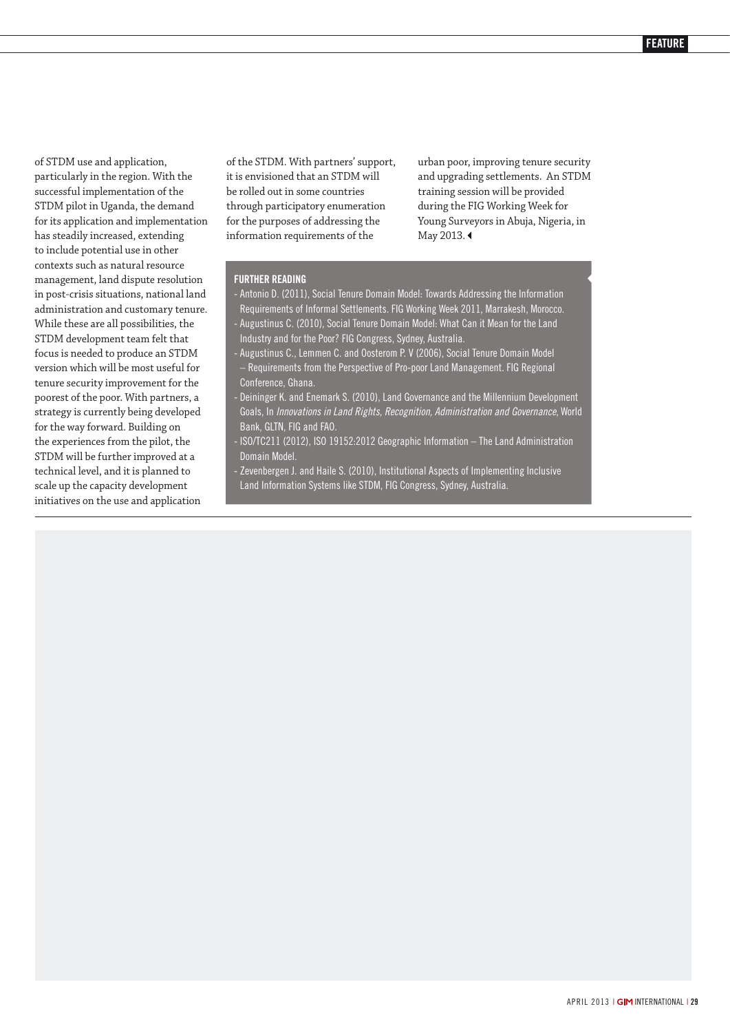of STDM use and application, particularly in the region. With the successful implementation of the STDM pilot in Uganda, the demand for its application and implementation has steadily increased, extending to include potential use in other contexts such as natural resource management, land dispute resolution in post-crisis situations, national land administration and customary tenure. While these are all possibilities, the STDM development team felt that focus is needed to produce an STDM version which will be most useful for tenure security improvement for the poorest of the poor. With partners, a strategy is currently being developed for the way forward. Building on the experiences from the pilot, the STDM will be further improved at a technical level, and it is planned to scale up the capacity development initiatives on the use and application of the STDM. With partners' support, it is envisioned that an STDM will be rolled out in some countries through participatory enumeration for the purposes of addressing the information requirements of the urban poor, improving tenure security and upgrading settlements. An STDM training session will be provided during the FIG Working Week for Young Surveyors in Abuja, Nigeria, in May 2013.

**FURTHER READING**

- Antonio D. (2011), Social Tenure Domain Model: Towards Addressing the Information Requirements of Informal Settlements. FIG Working Week 2011, Marrakesh, Morocco.
- Augustinus C. (2010), Social Tenure Domain Model: What Can it Mean for the Land Industry and for the Poor? FIG Congress, Sydney, Australia.
- Augustinus C., Lemmen C. and Oosterom P. V (2006), Social Tenure Domain Model – Requirements from the Perspective of Pro-poor Land Management. FIG Regional Conference, Ghana.
- Deininger K. and Enemark S. (2010), Land Governance and the Millennium Development Goals, In *Innovations in Land Rights, Recognition, Administration and Governance*, World Bank, GLTN, FIG and FAO.
- ISO/TC211 (2012), ISO 19152:2012 Geographic Information – The Land Administration Domain Model.
- Zevenbergen J. and Haile S. (2010), Institutional Aspects of Implementing Inclusive Land Information Systems like STDM, FIG Congress, Sydney, Australia.